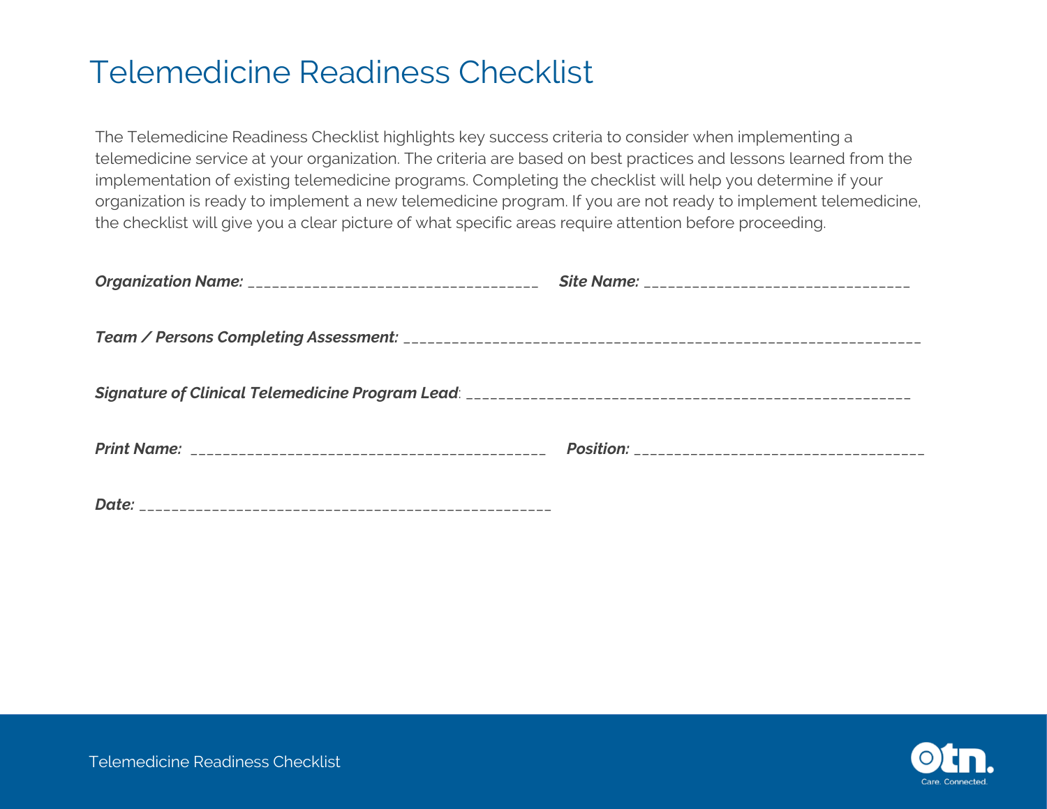# Telemedicine Readiness Checklist

The Telemedicine Readiness Checklist highlights key success criteria to consider when implementing a telemedicine service at your organization. The criteria are based on best practices and lessons learned from the implementation of existing telemedicine programs. Completing the checklist will help you determine if your organization is ready to implement a new telemedicine program. If you are not ready to implement telemedicine, the checklist will give you a clear picture of what specific areas require attention before proceeding.

***Organization Name:*** ___________________________________ ***Site Name:*** ________________________________

***Team / Persons Completing Assessment:*** _______________________________________________________________

***Signature of Clinical Telemedicine Program Lead***: _______________________________________________________

***Print Name:*** ___________________________________________ ***Position:*** ___________________________________

***Date:*** __________________________________________________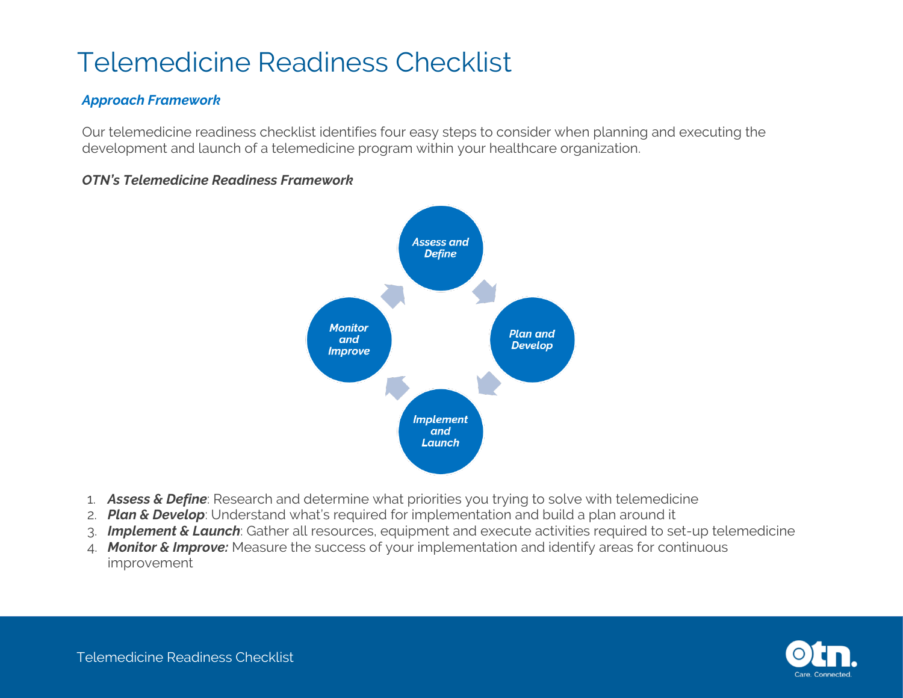# Telemedicine Readiness Checklist

### *Approach Framework*

Our telemedicine readiness checklist identifies four easy steps to consider when planning and executing the development and launch of a telemedicine program within your healthcare organization.

***OTN's Telemedicine Readiness Framework***

*Assess and Define* → *Plan and Develop* → *Implement and Launch* → *Monitor and Improve*

1. ***Assess & Define***: Research and determine what priorities you trying to solve with telemedicine
2. ***Plan & Develop***: Understand what's required for implementation and build a plan around it
3. ***Implement & Launch***: Gather all resources, equipment and execute activities required to set-up telemedicine
4. ***Monitor & Improve:*** Measure the success of your implementation and identify areas for continuous improvement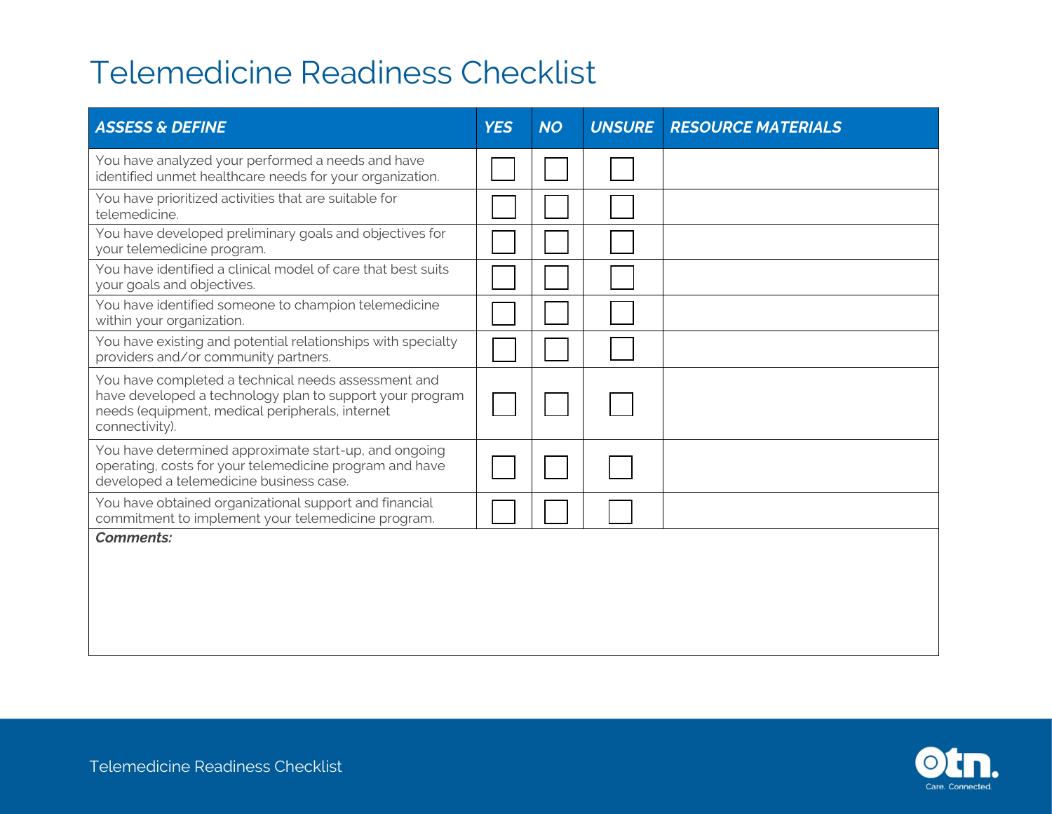# Telemedicine Readiness Checklist

| ***ASSESS & DEFINE*** | ***YES*** | ***NO*** | ***UNSURE*** | ***RESOURCE MATERIALS*** |
|---|---|---|---|---|
| You have analyzed your performed a needs and have identified unmet healthcare needs for your organization. | ☐ | ☐ | ☐ | |
| You have prioritized activities that are suitable for telemedicine. | ☐ | ☐ | ☐ | |
| You have developed preliminary goals and objectives for your telemedicine program. | ☐ | ☐ | ☐ | |
| You have identified a clinical model of care that best suits your goals and objectives. | ☐ | ☐ | ☐ | |
| You have identified someone to champion telemedicine within your organization. | ☐ | ☐ | ☐ | |
| You have existing and potential relationships with specialty providers and/or community partners. | ☐ | ☐ | ☐ | |
| You have completed a technical needs assessment and have developed a technology plan to support your program needs (equipment, medical peripherals, internet connectivity). | ☐ | ☐ | ☐ | |
| You have determined approximate start-up, and ongoing operating, costs for your telemedicine program and have developed a telemedicine business case. | ☐ | ☐ | ☐ | |
| You have obtained organizational support and financial commitment to implement your telemedicine program. | ☐ | ☐ | ☐ | |

***Comments:***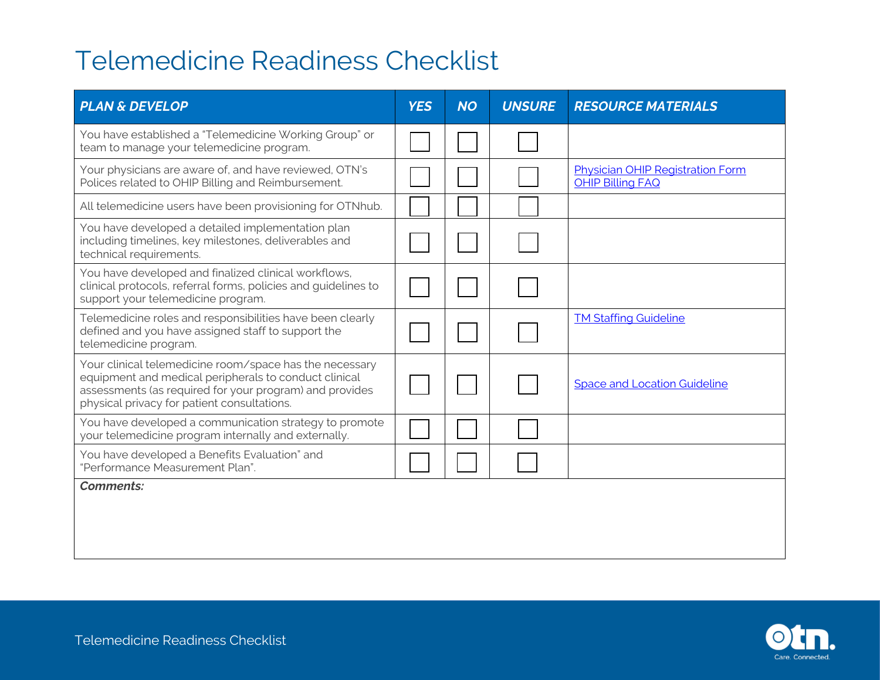# Telemedicine Readiness Checklist

| ***PLAN & DEVELOP*** | ***YES*** | ***NO*** | ***UNSURE*** | ***RESOURCE MATERIALS*** |
|---|---|---|---|---|
| You have established a "Telemedicine Working Group" or team to manage your telemedicine program. | ☐ | ☐ | ☐ | |
| Your physicians are aware of, and have reviewed, OTN's Polices related to OHIP Billing and Reimbursement. | ☐ | ☐ | ☐ | Physician OHIP Registration Form<br>OHIP Billing FAQ |
| All telemedicine users have been provisioning for OTNhub. | ☐ | ☐ | ☐ | |
| You have developed a detailed implementation plan including timelines, key milestones, deliverables and technical requirements. | ☐ | ☐ | ☐ | |
| You have developed and finalized clinical workflows, clinical protocols, referral forms, policies and guidelines to support your telemedicine program. | ☐ | ☐ | ☐ | |
| Telemedicine roles and responsibilities have been clearly defined and you have assigned staff to support the telemedicine program. | ☐ | ☐ | ☐ | TM Staffing Guideline |
| Your clinical telemedicine room/space has the necessary equipment and medical peripherals to conduct clinical assessments (as required for your program) and provides physical privacy for patient consultations. | ☐ | ☐ | ☐ | Space and Location Guideline |
| You have developed a communication strategy to promote your telemedicine program internally and externally. | ☐ | ☐ | ☐ | |
| You have developed a Benefits Evaluation" and "Performance Measurement Plan". | ☐ | ☐ | ☐ | |

***Comments:***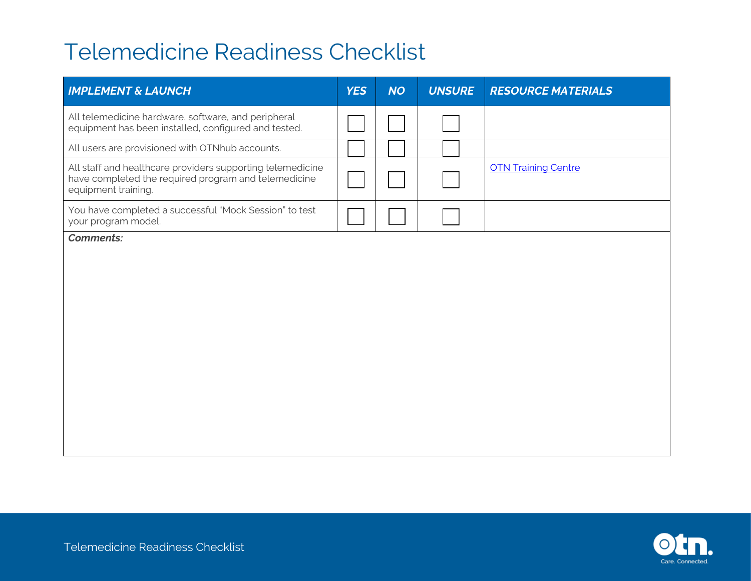# Telemedicine Readiness Checklist

| ***IMPLEMENT & LAUNCH*** | ***YES*** | ***NO*** | ***UNSURE*** | ***RESOURCE MATERIALS*** |
|---|---|---|---|---|
| All telemedicine hardware, software, and peripheral equipment has been installed, configured and tested. | ☐ | ☐ | ☐ | |
| All users are provisioned with OTNhub accounts. | ☐ | ☐ | ☐ | |
| All staff and healthcare providers supporting telemedicine have completed the required program and telemedicine equipment training. | ☐ | ☐ | ☐ | OTN Training Centre |
| You have completed a successful "Mock Session" to test your program model. | ☐ | ☐ | ☐ | |

***Comments:***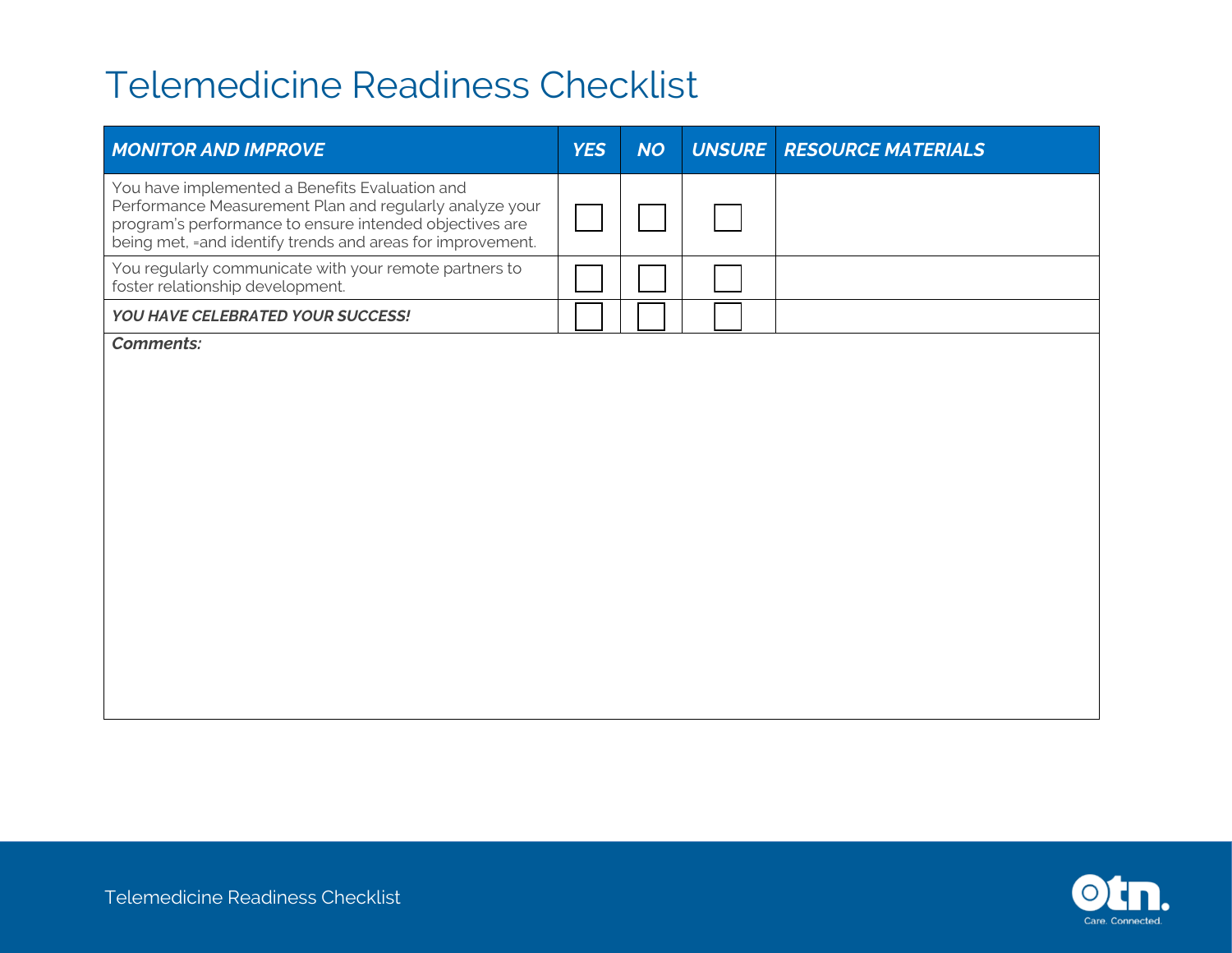# Telemedicine Readiness Checklist

| ***MONITOR AND IMPROVE*** | ***YES*** | ***NO*** | ***UNSURE*** | ***RESOURCE MATERIALS*** |
|---|---|---|---|---|
| You have implemented a Benefits Evaluation and Performance Measurement Plan and regularly analyze your program's performance to ensure intended objectives are being met, =and identify trends and areas for improvement. | ☐ | ☐ | ☐ | |
| You regularly communicate with your remote partners to foster relationship development. | ☐ | ☐ | ☐ | |
| ***YOU HAVE CELEBRATED YOUR SUCCESS!*** | ☐ | ☐ | ☐ | |

***Comments:***